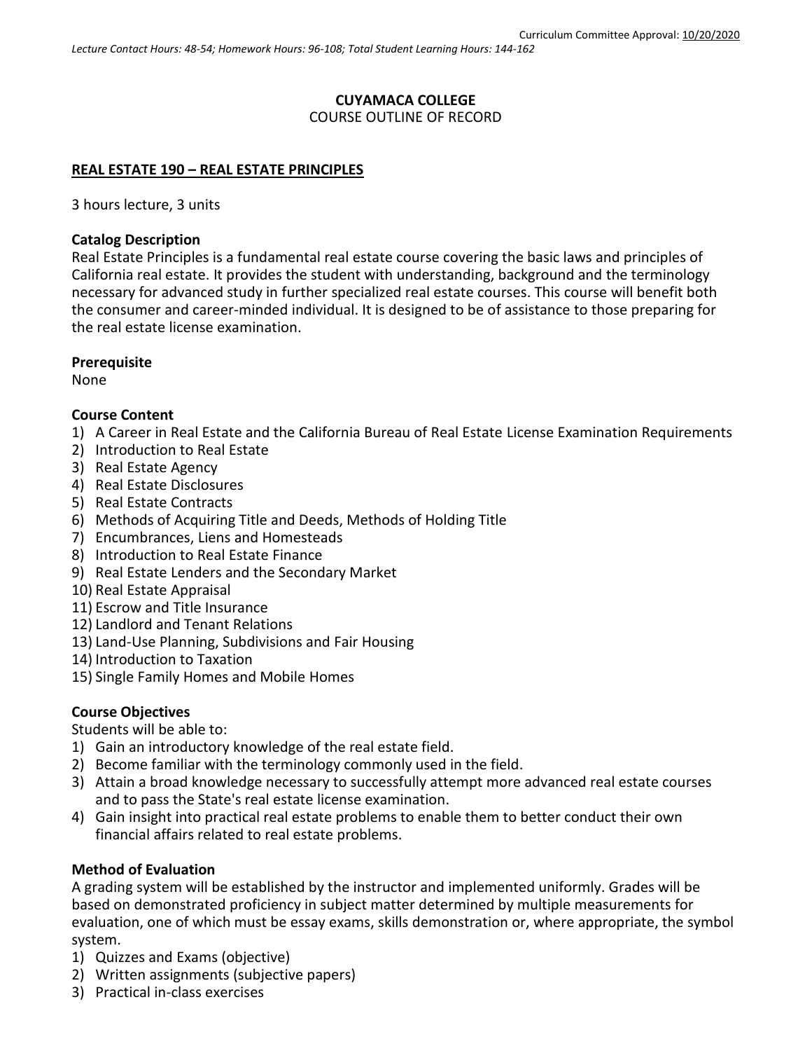Curriculum Committee Approval: 10/20/2020

*Lecture Contact Hours: 48-54; Homework Hours: 96-108; Total Student Learning Hours: 144-162*

**CUYAMACA COLLEGE**
COURSE OUTLINE OF RECORD

## REAL ESTATE 190 – REAL ESTATE PRINCIPLES

3 hours lecture, 3 units

### Catalog Description

Real Estate Principles is a fundamental real estate course covering the basic laws and principles of California real estate. It provides the student with understanding, background and the terminology necessary for advanced study in further specialized real estate courses. This course will benefit both the consumer and career-minded individual. It is designed to be of assistance to those preparing for the real estate license examination.

### Prerequisite

None

### Course Content

1) A Career in Real Estate and the California Bureau of Real Estate License Examination Requirements
2) Introduction to Real Estate
3) Real Estate Agency
4) Real Estate Disclosures
5) Real Estate Contracts
6) Methods of Acquiring Title and Deeds, Methods of Holding Title
7) Encumbrances, Liens and Homesteads
8) Introduction to Real Estate Finance
9) Real Estate Lenders and the Secondary Market
10) Real Estate Appraisal
11) Escrow and Title Insurance
12) Landlord and Tenant Relations
13) Land-Use Planning, Subdivisions and Fair Housing
14) Introduction to Taxation
15) Single Family Homes and Mobile Homes

### Course Objectives

Students will be able to:

1) Gain an introductory knowledge of the real estate field.
2) Become familiar with the terminology commonly used in the field.
3) Attain a broad knowledge necessary to successfully attempt more advanced real estate courses and to pass the State's real estate license examination.
4) Gain insight into practical real estate problems to enable them to better conduct their own financial affairs related to real estate problems.

### Method of Evaluation

A grading system will be established by the instructor and implemented uniformly. Grades will be based on demonstrated proficiency in subject matter determined by multiple measurements for evaluation, one of which must be essay exams, skills demonstration or, where appropriate, the symbol system.

1) Quizzes and Exams (objective)
2) Written assignments (subjective papers)
3) Practical in-class exercises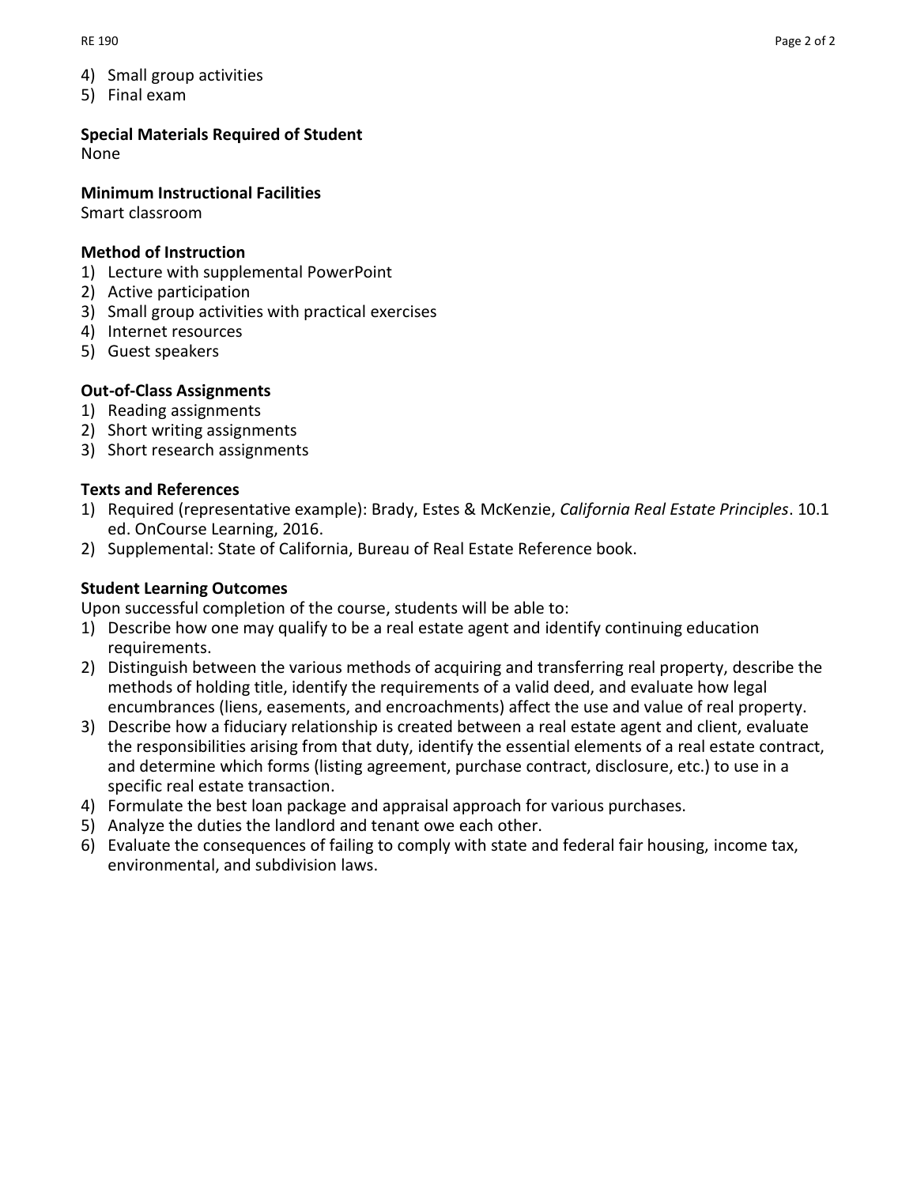4) Small group activities
5) Final exam

**Special Materials Required of Student**
None

**Minimum Instructional Facilities**
Smart classroom

**Method of Instruction**
1) Lecture with supplemental PowerPoint
2) Active participation
3) Small group activities with practical exercises
4) Internet resources
5) Guest speakers

**Out-of-Class Assignments**
1) Reading assignments
2) Short writing assignments
3) Short research assignments

**Texts and References**
1) Required (representative example): Brady, Estes & McKenzie, *California Real Estate Principles*. 10.1 ed. OnCourse Learning, 2016.
2) Supplemental: State of California, Bureau of Real Estate Reference book.

**Student Learning Outcomes**
Upon successful completion of the course, students will be able to:
1) Describe how one may qualify to be a real estate agent and identify continuing education requirements.
2) Distinguish between the various methods of acquiring and transferring real property, describe the methods of holding title, identify the requirements of a valid deed, and evaluate how legal encumbrances (liens, easements, and encroachments) affect the use and value of real property.
3) Describe how a fiduciary relationship is created between a real estate agent and client, evaluate the responsibilities arising from that duty, identify the essential elements of a real estate contract, and determine which forms (listing agreement, purchase contract, disclosure, etc.) to use in a specific real estate transaction.
4) Formulate the best loan package and appraisal approach for various purchases.
5) Analyze the duties the landlord and tenant owe each other.
6) Evaluate the consequences of failing to comply with state and federal fair housing, income tax, environmental, and subdivision laws.